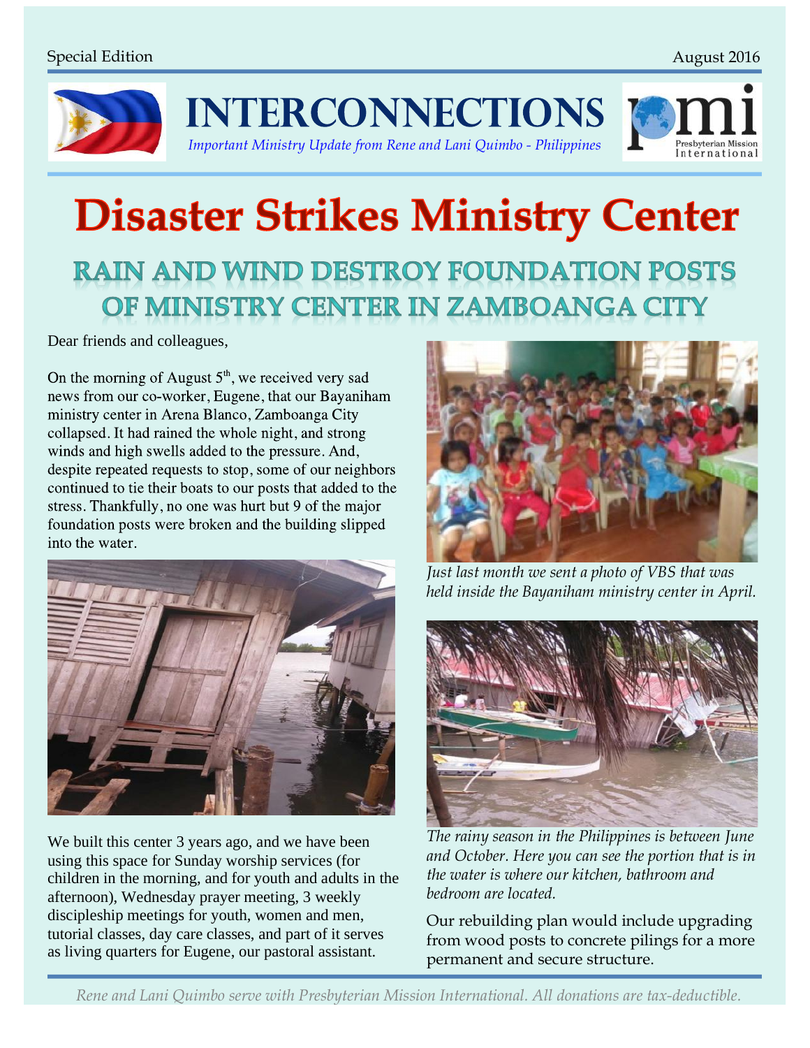Special Edition

August 2016

# INTERCONNECTIONS

*Important Ministry Update from Rene and Lani Quimbo - Philippines*

# Disaster Strikes Ministry Center

## RAIN AND WIND DESTROY FOUNDATION POSTS OF MINISTRY CENTER IN ZAMBOANGA CITY

Dear friends and colleagues,

On the morning of August 5th, we received very sad news from our co-worker, Eugene, that our Bayaniham ministry center in Arena Blanco, Zamboanga City collapsed. It had rained the whole night, and strong winds and high swells added to the pressure. And, despite repeated requests to stop, some of our neighbors continued to tie their boats to our posts that added to the stress. Thankfully, no one was hurt but 9 of the major foundation posts were broken and the building slipped into the water.

We built this center 3 years ago, and we have been using this space for Sunday worship services (for children in the morning, and for youth and adults in the afternoon), Wednesday prayer meeting, 3 weekly discipleship meetings for youth, women and men, tutorial classes, day care classes, and part of it serves as living quarters for Eugene, our pastoral assistant.

*Just last month we sent a photo of VBS that was held inside the Bayaniham ministry center in April.*

*The rainy season in the Philippines is between June and October. Here you can see the portion that is in the water is where our kitchen, bathroom and bedroom are located.*

Our rebuilding plan would include upgrading from wood posts to concrete pilings for a more permanent and secure structure.

*Rene and Lani Quimbo serve with Presbyterian Mission International. All donations are tax-deductible.*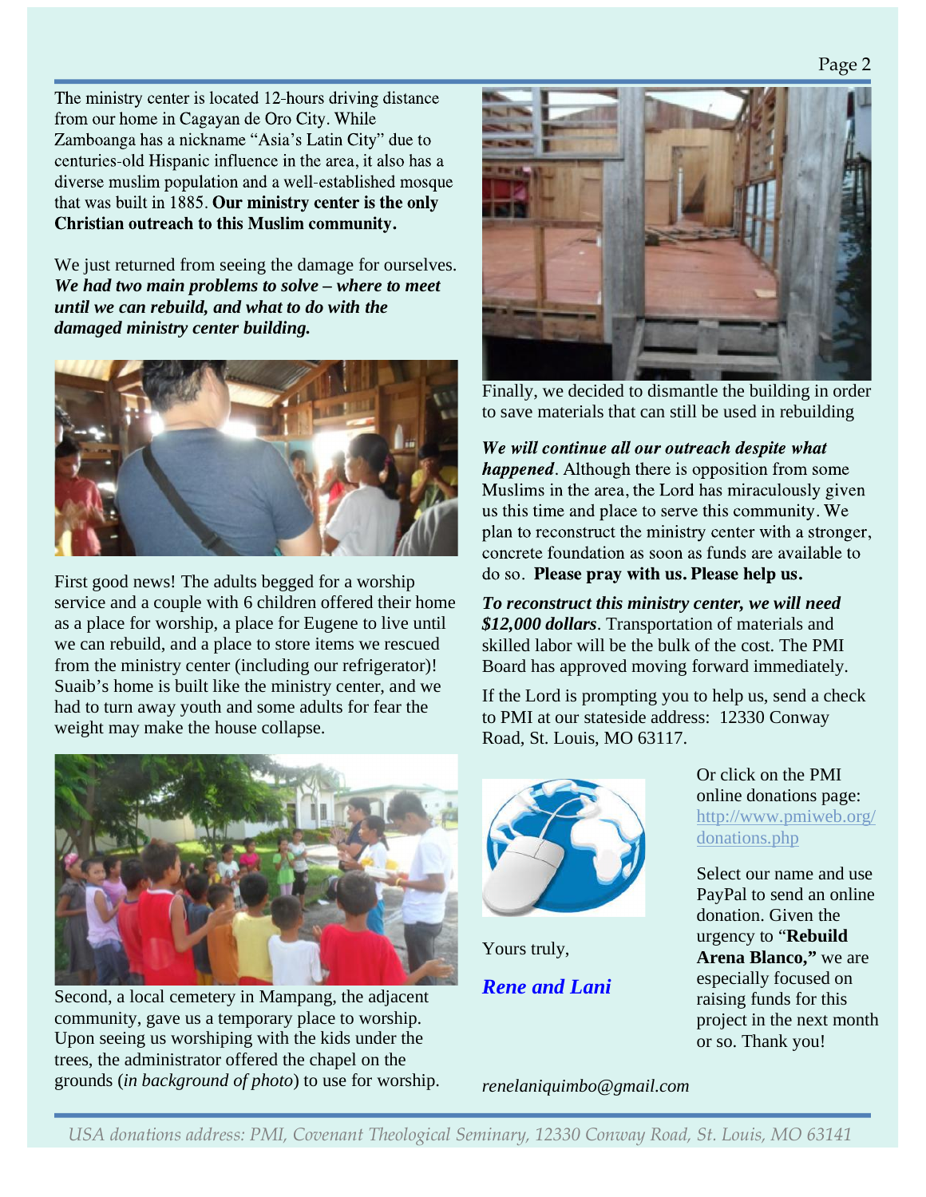The ministry center is located 12-hours driving distance from our home in Cagayan de Oro City. While Zamboanga has a nickname "Asia's Latin City" due to centuries-old Hispanic influence in the area, it also has a diverse muslim population and a well-established mosque that was built in 1885. **Our ministry center is the only Christian outreach to this Muslim community.**

We just returned from seeing the damage for ourselves. ***We had two main problems to solve – where to meet until we can rebuild, and what to do with the damaged ministry center building.***

First good news! The adults begged for a worship service and a couple with 6 children offered their home as a place for worship, a place for Eugene to live until we can rebuild, and a place to store items we rescued from the ministry center (including our refrigerator)! Suaib's home is built like the ministry center, and we had to turn away youth and some adults for fear the weight may make the house collapse.

Second, a local cemetery in Mampang, the adjacent community, gave us a temporary place to worship. Upon seeing us worshiping with the kids under the trees, the administrator offered the chapel on the grounds (*in background of photo*) to use for worship.

Finally, we decided to dismantle the building in order to save materials that can still be used in rebuilding

***We will continue all our outreach despite what happened***. Although there is opposition from some Muslims in the area, the Lord has miraculously given us this time and place to serve this community. We plan to reconstruct the ministry center with a stronger, concrete foundation as soon as funds are available to do so. **Please pray with us. Please help us.**

***To reconstruct this ministry center, we will need $12,000 dollars***. Transportation of materials and skilled labor will be the bulk of the cost. The PMI Board has approved moving forward immediately.

If the Lord is prompting you to help us, send a check to PMI at our stateside address: 12330 Conway Road, St. Louis, MO 63117.

Or click on the PMI online donations page: http://www.pmiweb.org/donations.php

Select our name and use PayPal to send an online donation. Given the urgency to "**Rebuild Arena Blanco,"** we are especially focused on raising funds for this project in the next month or so. Thank you!

Yours truly,

***Rene and Lani***

*renelaniquimbo@gmail.com*

*USA donations address: PMI, Covenant Theological Seminary, 12330 Conway Road, St. Louis, MO 63141*